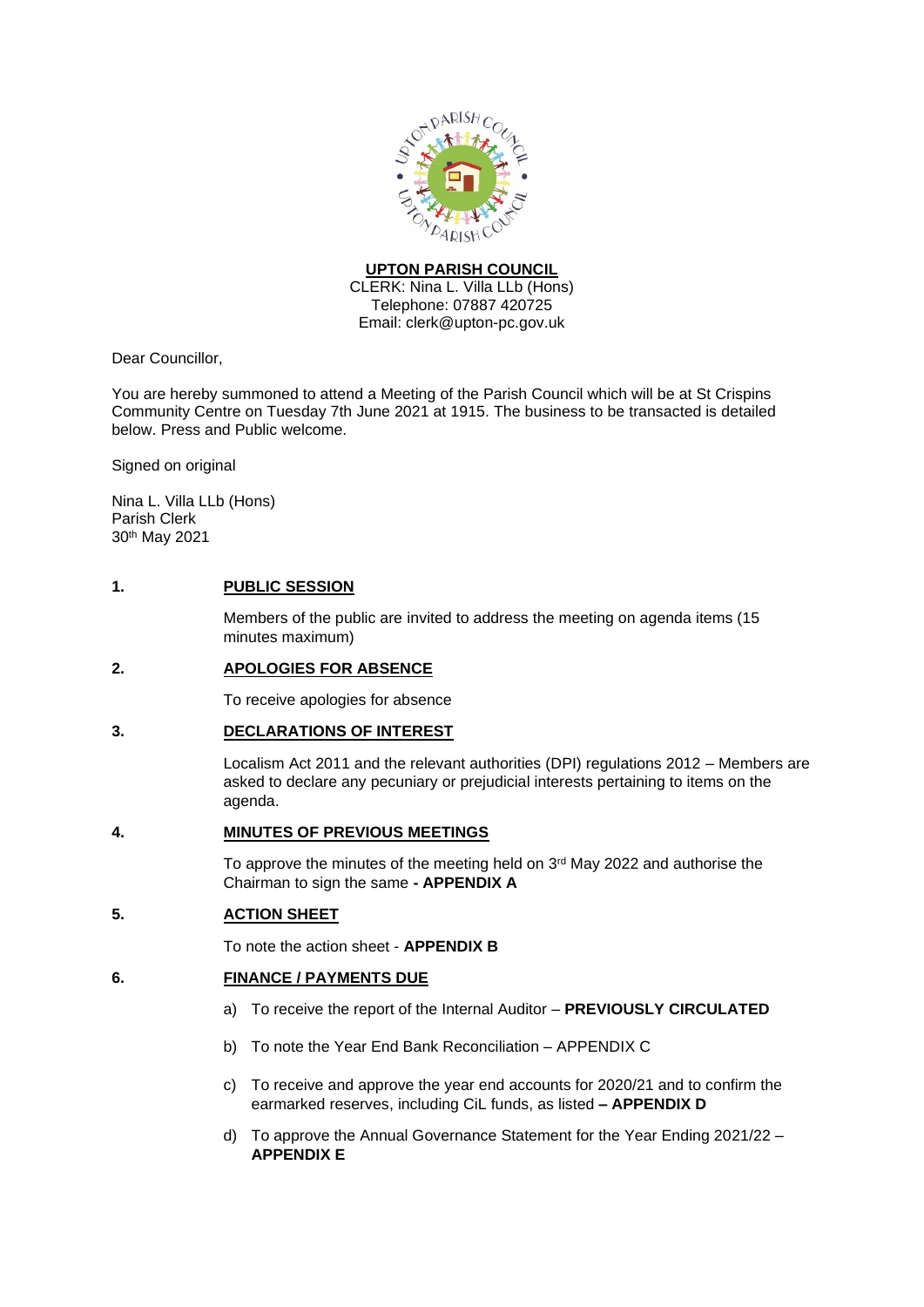**UPTON PARISH COUNCIL**
CLERK: Nina L. Villa LLb (Hons)
Telephone: 07887 420725
Email: clerk@upton-pc.gov.uk

Dear Councillor,

You are hereby summoned to attend a Meeting of the Parish Council which will be at St Crispins Community Centre on Tuesday 7th June 2021 at 1915. The business to be transacted is detailed below. Press and Public welcome.

Signed on original

Nina L. Villa LLb (Hons)
Parish Clerk
30th May 2021

**1. PUBLIC SESSION**

Members of the public are invited to address the meeting on agenda items (15 minutes maximum)

**2. APOLOGIES FOR ABSENCE**

To receive apologies for absence

**3. DECLARATIONS OF INTEREST**

Localism Act 2011 and the relevant authorities (DPI) regulations 2012 – Members are asked to declare any pecuniary or prejudicial interests pertaining to items on the agenda.

**4. MINUTES OF PREVIOUS MEETINGS**

To approve the minutes of the meeting held on 3rd May 2022 and authorise the Chairman to sign the same **- APPENDIX A**

**5. ACTION SHEET**

To note the action sheet - **APPENDIX B**

**6. FINANCE / PAYMENTS DUE**

a) To receive the report of the Internal Auditor – **PREVIOUSLY CIRCULATED**

b) To note the Year End Bank Reconciliation – APPENDIX C

c) To receive and approve the year end accounts for 2020/21 and to confirm the earmarked reserves, including CiL funds, as listed **– APPENDIX D**

d) To approve the Annual Governance Statement for the Year Ending 2021/22 – **APPENDIX E**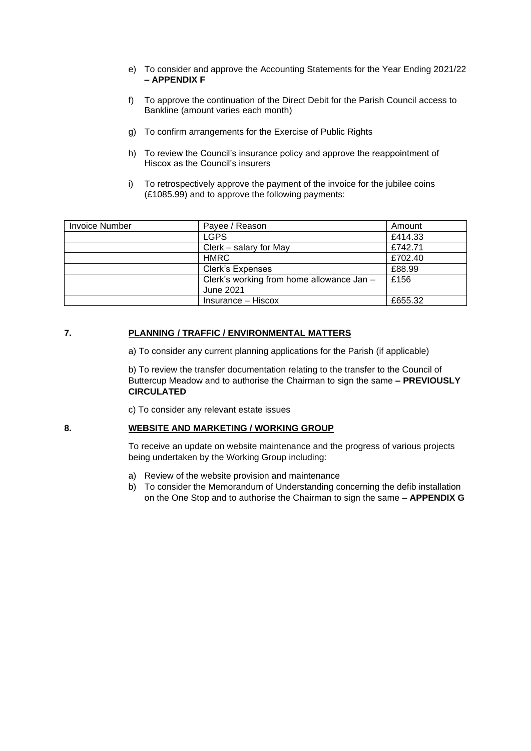e) To consider and approve the Accounting Statements for the Year Ending 2021/22 **– APPENDIX F**

f) To approve the continuation of the Direct Debit for the Parish Council access to Bankline (amount varies each month)

g) To confirm arrangements for the Exercise of Public Rights

h) To review the Council's insurance policy and approve the reappointment of Hiscox as the Council's insurers

i) To retrospectively approve the payment of the invoice for the jubilee coins (£1085.99) and to approve the following payments:

| Invoice Number | Payee / Reason | Amount |
|---|---|---|
| | LGPS | £414.33 |
| | Clerk – salary for May | £742.71 |
| | HMRC | £702.40 |
| | Clerk's Expenses | £88.99 |
| | Clerk's working from home allowance Jan – June 2021 | £156 |
| | Insurance – Hiscox | £655.32 |

## 7. PLANNING / TRAFFIC / ENVIRONMENTAL MATTERS

a) To consider any current planning applications for the Parish (if applicable)

b) To review the transfer documentation relating to the transfer to the Council of Buttercup Meadow and to authorise the Chairman to sign the same **– PREVIOUSLY CIRCULATED**

c) To consider any relevant estate issues

## 8. WEBSITE AND MARKETING / WORKING GROUP

To receive an update on website maintenance and the progress of various projects being undertaken by the Working Group including:

a) Review of the website provision and maintenance
b) To consider the Memorandum of Understanding concerning the defib installation on the One Stop and to authorise the Chairman to sign the same – **APPENDIX G**